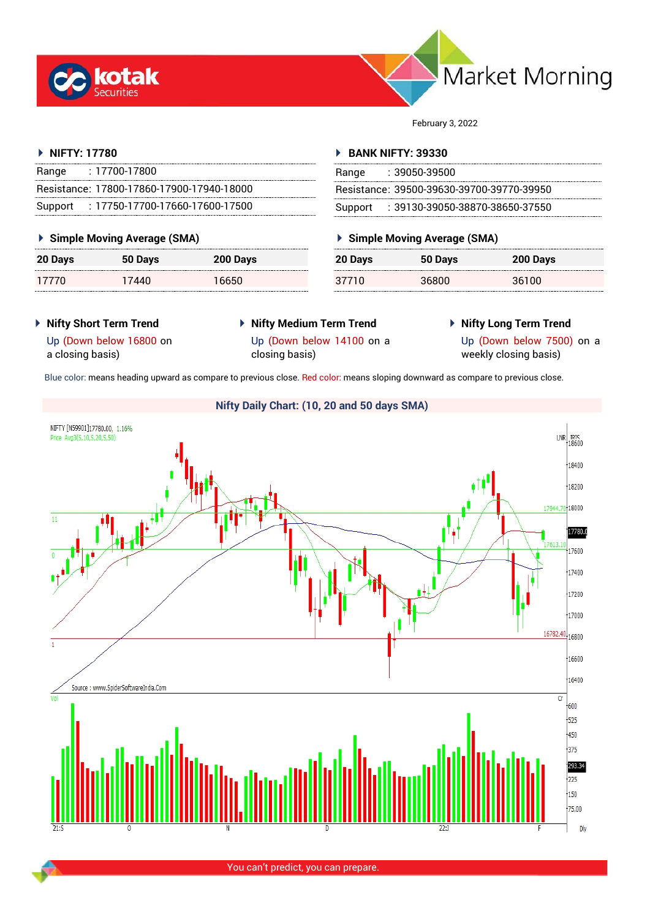# Market Morning

February 3, 2022

## NIFTY: 17780

| | |
|---|---|
| Range | : 17700-17800 |
| Resistance: | 17800-17860-17900-17940-18000 |
| Support | : 17750-17700-17660-17600-17500 |

### Simple Moving Average (SMA)

| 20 Days | 50 Days | 200 Days |
|---|---|---|
| 17770 | 17440 | 16650 |

## BANK NIFTY: 39330

| | |
|---|---|
| Range | : 39050-39500 |
| Resistance: | 39500-39630-39700-39770-39950 |
| Support | : 39130-39050-38870-38650-37550 |

### Simple Moving Average (SMA)

| 20 Days | 50 Days | 200 Days |
|---|---|---|
| 37710 | 36800 | 36100 |

### Nifty Short Term Trend

Up (Down below 16800 on a closing basis)

### Nifty Medium Term Trend

Up (Down below 14100 on a closing basis)

### Nifty Long Term Trend

Up (Down below 7500) on a weekly closing basis)

Blue color: means heading upward as compare to previous close. Red color: means sloping downward as compare to previous close.

### Nifty Daily Chart: (10, 20 and 50 days SMA)

You can't predict, you can prepare.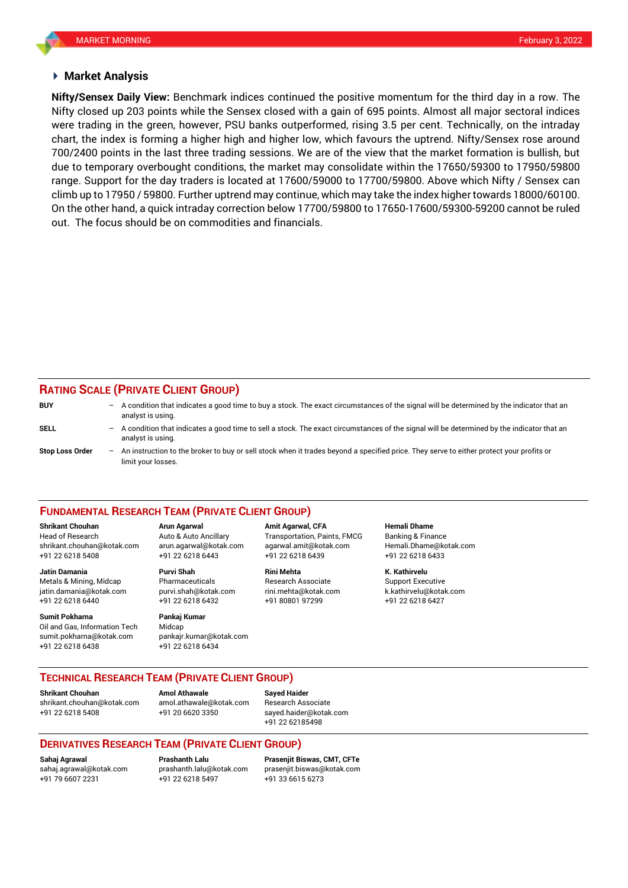## Market Analysis

**Nifty/Sensex Daily View:** Benchmark indices continued the positive momentum for the third day in a row. The Nifty closed up 203 points while the Sensex closed with a gain of 695 points. Almost all major sectoral indices were trading in the green, however, PSU banks outperformed, rising 3.5 per cent. Technically, on the intraday chart, the index is forming a higher high and higher low, which favours the uptrend. Nifty/Sensex rose around 700/2400 points in the last three trading sessions. We are of the view that the market formation is bullish, but due to temporary overbought conditions, the market may consolidate within the 17650/59300 to 17950/59800 range. Support for the day traders is located at 17600/59000 to 17700/59800. Above which Nifty / Sensex can climb up to 17950 / 59800. Further uptrend may continue, which may take the index higher towards 18000/60100. On the other hand, a quick intraday correction below 17700/59800 to 17650-17600/59300-59200 cannot be ruled out. The focus should be on commodities and financials.

## RATING SCALE (PRIVATE CLIENT GROUP)

**BUY** – A condition that indicates a good time to buy a stock. The exact circumstances of the signal will be determined by the indicator that an analyst is using.

**SELL** – A condition that indicates a good time to sell a stock. The exact circumstances of the signal will be determined by the indicator that an analyst is using.

**Stop Loss Order** – An instruction to the broker to buy or sell stock when it trades beyond a specified price. They serve to either protect your profits or limit your losses.

## FUNDAMENTAL RESEARCH TEAM (PRIVATE CLIENT GROUP)

**Shrikant Chouhan**
Head of Research
shrikant.chouhan@kotak.com
+91 22 6218 5408

**Arun Agarwal**
Auto & Auto Ancillary
arun.agarwal@kotak.com
+91 22 6218 6443

**Amit Agarwal, CFA**
Transportation, Paints, FMCG
agarwal.amit@kotak.com
+91 22 6218 6439

**Hemali Dhame**
Banking & Finance
Hemali.Dhame@kotak.com
+91 22 6218 6433

**Jatin Damania**
Metals & Mining, Midcap
jatin.damania@kotak.com
+91 22 6218 6440

**Purvi Shah**
Pharmaceuticals
purvi.shah@kotak.com
+91 22 6218 6432

**Rini Mehta**
Research Associate
rini.mehta@kotak.com
+91 80801 97299

**K. Kathirvelu**
Support Executive
k.kathirvelu@kotak.com
+91 22 6218 6427

**Sumit Pokharna**
Oil and Gas, Information Tech
sumit.pokharna@kotak.com
+91 22 6218 6438

**Pankaj Kumar**
Midcap
pankajr.kumar@kotak.com
+91 22 6218 6434

## TECHNICAL RESEARCH TEAM (PRIVATE CLIENT GROUP)

**Shrikant Chouhan**
shrikant.chouhan@kotak.com
+91 22 6218 5408

**Amol Athawale**
amol.athawale@kotak.com
+91 20 6620 3350

**Sayed Haider**
Research Associate
sayed.haider@kotak.com
+91 22 62185498

## DERIVATIVES RESEARCH TEAM (PRIVATE CLIENT GROUP)

**Sahaj Agrawal**
sahaj.agrawal@kotak.com
+91 79 6607 2231

**Prashanth Lalu**
prashanth.lalu@kotak.com
+91 22 6218 5497

**Prasenjit Biswas, CMT, CFTe**
prasenjit.biswas@kotak.com
+91 33 6615 6273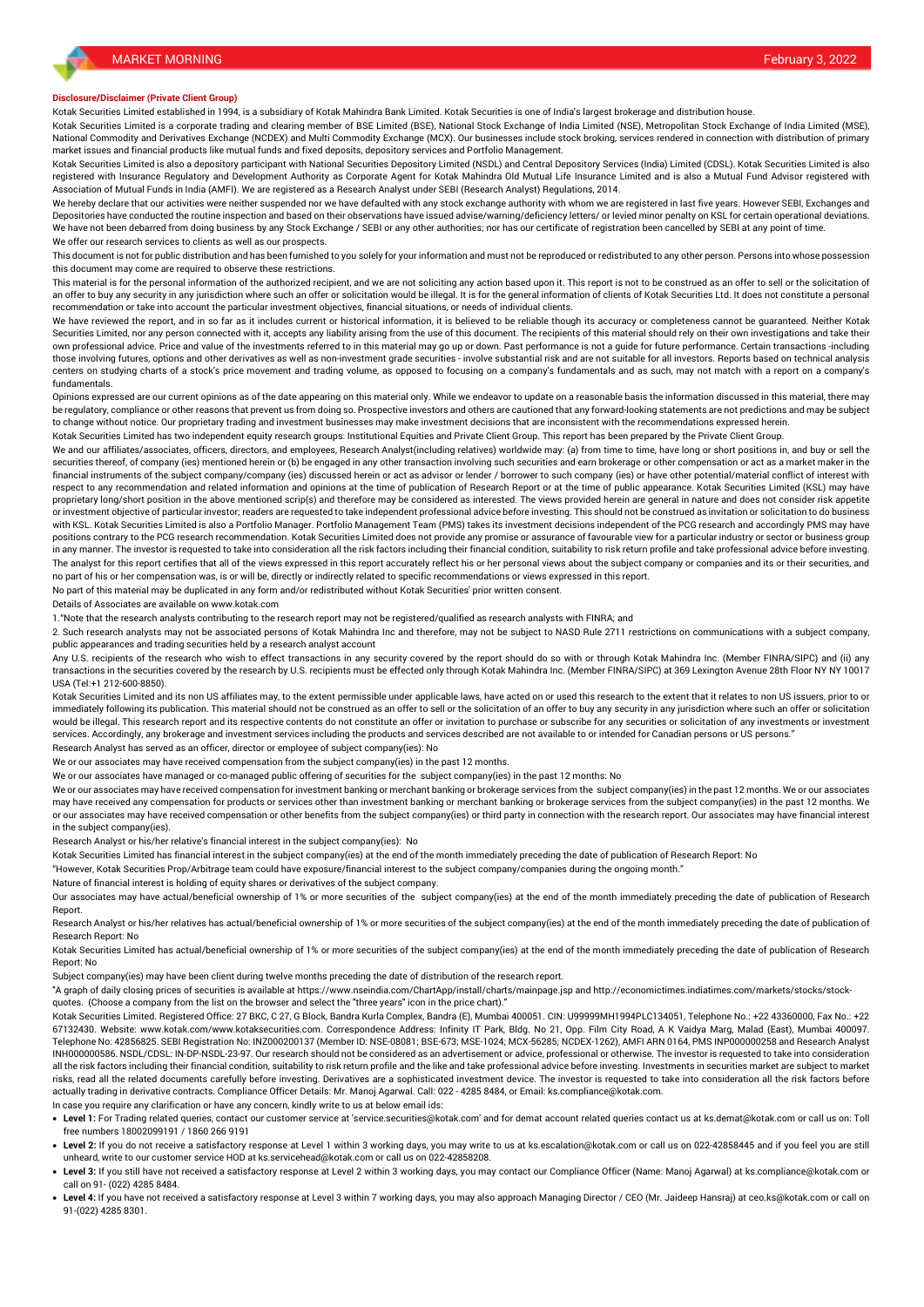#### Disclosure/Disclaimer (Private Client Group)

Kotak Securities Limited established in 1994, is a subsidiary of Kotak Mahindra Bank Limited. Kotak Securities is one of India's largest brokerage and distribution house.

Kotak Securities Limited is a corporate trading and clearing member of BSE Limited (BSE), National Stock Exchange of India Limited (NSE), Metropolitan Stock Exchange of India Limited (MSE), National Commodity and Derivatives Exchange (NCDEX) and Multi Commodity Exchange (MCX). Our businesses include stock broking, services rendered in connection with distribution of primary market issues and financial products like mutual funds and fixed deposits, depository services and Portfolio Management.

Kotak Securities Limited is also a depository participant with National Securities Depository Limited (NSDL) and Central Depository Services (India) Limited (CDSL). Kotak Securities Limited is also registered with Insurance Regulatory and Development Authority as Corporate Agent for Kotak Mahindra Old Mutual Life Insurance Limited and is also a Mutual Fund Advisor registered with Association of Mutual Funds in India (AMFI). We are registered as a Research Analyst under SEBI (Research Analyst) Regulations, 2014.

We hereby declare that our activities were neither suspended nor we have defaulted with any stock exchange authority with whom we are registered in last five years. However SEBI, Exchanges and Depositories have conducted the routine inspection and based on their observations have issued advise/warning/deficiency letters/ or levied minor penalty on KSL for certain operational deviations. We have not been debarred from doing business by any Stock Exchange / SEBI or any other authorities; nor has our certificate of registration been cancelled by SEBI at any point of time.

We offer our research services to clients as well as our prospects.

This document is not for public distribution and has been furnished to you solely for your information and must not be reproduced or redistributed to any other person. Persons into whose possession this document may come are required to observe these restrictions.

This material is for the personal information of the authorized recipient, and we are not soliciting any action based upon it. This report is not to be construed as an offer to sell or the solicitation of an offer to buy any security in any jurisdiction where such an offer or solicitation would be illegal. It is for the general information of clients of Kotak Securities Ltd. It does not constitute a personal recommendation or take into account the particular investment objectives, financial situations, or needs of individual clients.

We have reviewed the report, and in so far as it includes current or historical information, it is believed to be reliable though its accuracy or completeness cannot be guaranteed. Neither Kotak Securities Limited, nor any person connected with it, accepts any liability arising from the use of this document. The recipients of this material should rely on their own investigations and take their own professional advice. Price and value of the investments referred to in this material may go up or down. Past performance is not a guide for future performance. Certain transactions -including those involving futures, options and other derivatives as well as non-investment grade securities - involve substantial risk and are not suitable for all investors. Reports based on technical analysis centers on studying charts of a stock's price movement and trading volume, as opposed to focusing on a company's fundamentals and as such, may not match with a report on a company's fundamentals.

Opinions expressed are our current opinions as of the date appearing on this material only. While we endeavor to update on a reasonable basis the information discussed in this material, there may be regulatory, compliance or other reasons that prevent us from doing so. Prospective investors and others are cautioned that any forward-looking statements are not predictions and may be subject to change without notice. Our proprietary trading and investment businesses may make investment decisions that are inconsistent with the recommendations expressed herein.

Kotak Securities Limited has two independent equity research groups: Institutional Equities and Private Client Group. This report has been prepared by the Private Client Group.

We and our affiliates/associates, officers, directors, and employees, Research Analyst(including relatives) worldwide may: (a) from time to time, have long or short positions in, and buy or sell the securities thereof, of company (ies) mentioned herein or (b) be engaged in any other transaction involving such securities and earn brokerage or other compensation or act as a market maker in the financial instruments of the subject company/company (ies) discussed herein or act as advisor or lender / borrower to such company (ies) or have other potential/material conflict of interest with respect to any recommendation and related information and opinions at the time of publication of Research Report or at the time of public appearance. Kotak Securities Limited (KSL) may have proprietary long/short position in the above mentioned scrip(s) and therefore may be considered as interested. The views provided herein are general in nature and does not consider risk appetite or investment objective of particular investor; readers are requested to take independent professional advice before investing. This should not be construed as invitation or solicitation to do business with KSL. Kotak Securities Limited is also a Portfolio Manager. Portfolio Management Team (PMS) takes its investment decisions independent of the PCG research and accordingly PMS may have positions contrary to the PCG research recommendation. Kotak Securities Limited does not provide any promise or assurance of favourable view for a particular industry or sector or business group in any manner. The investor is requested to take into consideration all the risk factors including their financial condition, suitability to risk return profile and take professional advice before investing.

The analyst for this report certifies that all of the views expressed in this report accurately reflect his or her personal views about the subject company or companies and its or their securities, and no part of his or her compensation was, is or will be, directly or indirectly related to specific recommendations or views expressed in this report.

No part of this material may be duplicated in any form and/or redistributed without Kotak Securities' prior written consent.

Details of Associates are available on www.kotak.com

1."Note that the research analysts contributing to the research report may not be registered/qualified as research analysts with FINRA; and

2. Such research analysts may not be associated persons of Kotak Mahindra Inc and therefore, may not be subject to NASD Rule 2711 restrictions on communications with a subject company, public appearances and trading securities held by a research analyst account

Any U.S. recipients of the research who wish to effect transactions in any security covered by the report should do so with or through Kotak Mahindra Inc. (Member FINRA/SIPC) and (ii) any transactions in the securities covered by the research by U.S. recipients must be effected only through Kotak Mahindra Inc. (Member FINRA/SIPC) at 369 Lexington Avenue 28th Floor NY NY 10017 USA (Tel:+1 212-600-8850).

Kotak Securities Limited and its non US affiliates may, to the extent permissible under applicable laws, have acted on or used this research to the extent that it relates to non US issuers, prior to or immediately following its publication. This material should not be construed as an offer to sell or the solicitation of an offer to buy any security in any jurisdiction where such an offer or solicitation would be illegal. This research report and its respective contents do not constitute an offer or invitation to purchase or subscribe for any securities or solicitation of any investments or investment services. Accordingly, any brokerage and investment services including the products and services described are not available to or intended for Canadian persons or US persons."

Research Analyst has served as an officer, director or employee of subject company(ies): No

We or our associates may have received compensation from the subject company(ies) in the past 12 months.

We or our associates have managed or co-managed public offering of securities for the subject company(ies) in the past 12 months: No

We or our associates may have received compensation for investment banking or merchant banking or brokerage services from the subject company(ies) in the past 12 months. We or our associates may have received any compensation for products or services other than investment banking or merchant banking or brokerage services from the subject company(ies) in the past 12 months. We or our associates may have received compensation or other benefits from the subject company(ies) or third party in connection with the research report. Our associates may have financial interest in the subject company(ies).

Research Analyst or his/her relative's financial interest in the subject company(ies): No

Kotak Securities Limited has financial interest in the subject company(ies) at the end of the month immediately preceding the date of publication of Research Report: No

"However, Kotak Securities Prop/Arbitrage team could have exposure/financial interest to the subject company/companies during the ongoing month."

Nature of financial interest is holding of equity shares or derivatives of the subject company.

Our associates may have actual/beneficial ownership of 1% or more securities of the subject company(ies) at the end of the month immediately preceding the date of publication of Research Report.

Research Analyst or his/her relatives has actual/beneficial ownership of 1% or more securities of the subject company(ies) at the end of the month immediately preceding the date of publication of Research Report: No

Kotak Securities Limited has actual/beneficial ownership of 1% or more securities of the subject company(ies) at the end of the month immediately preceding the date of publication of Research Report: No

Subject company(ies) may have been client during twelve months preceding the date of distribution of the research report.

"A graph of daily closing prices of securities is available at https://www.nseindia.com/ChartApp/install/charts/mainpage.jsp and http://economictimes.indiatimes.com/markets/stocks/stock-quotes. (Choose a company from the list on the browser and select the "three years" icon in the price chart)."

Kotak Securities Limited. Registered Office: 27 BKC, C 27, G Block, Bandra Kurla Complex, Bandra (E), Mumbai 400051. CIN: U99999MH1994PLC134051, Telephone No.: +22 43360000, Fax No.: +22 67132430. Website: www.kotak.com/www.kotaksecurities.com. Correspondence Address: Infinity IT Park, Bldg. No 21, Opp. Film City Road, A K Vaidya Marg, Malad (East), Mumbai 400097. Telephone No: 42856825. SEBI Registration No: INZ000200137 (Member ID: NSE-08081; BSE-673; MSE-1024; MCX-56285; NCDEX-1262), AMFI ARN 0164, PMS INP000000258 and Research Analyst INH000000586. NSDL/CDSL: IN-DP-NSDL-23-97. Our research should not be considered as an advertisement or advice, professional or otherwise. The investor is requested to take into consideration all the risk factors including their financial condition, suitability to risk return profile and the like and take professional advice before investing. Investments in securities market are subject to market risks, read all the related documents carefully before investing. Derivatives are a sophisticated investment device. The investor is requested to take into consideration all the risk factors before actually trading in derivative contracts. Compliance Officer Details: Mr. Manoj Agarwal. Call: 022 - 4285 8484, or Email: ks.compliance@kotak.com.

In case you require any clarification or have any concern, kindly write to us at below email ids:

- **Level 1:** For Trading related queries, contact our customer service at 'service.securities@kotak.com' and for demat account related queries contact us at ks.demat@kotak.com or call us on: Toll free numbers 18002099191 / 1860 266 9191
- **Level 2:** If you do not receive a satisfactory response at Level 1 within 3 working days, you may write to us at ks.escalation@kotak.com or call us on 022-42858445 and if you feel you are still unheard, write to our customer service HOD at ks.servicehead@kotak.com or call us on 022-42858208.
- **Level 3:** If you still have not received a satisfactory response at Level 2 within 3 working days, you may contact our Compliance Officer (Name: Manoj Agarwal) at ks.compliance@kotak.com or call on 91- (022) 4285 8484.
- **Level 4:** If you have not received a satisfactory response at Level 3 within 7 working days, you may also approach Managing Director / CEO (Mr. Jaideep Hansraj) at ceo.ks@kotak.com or call on 91-(022) 4285 8301.